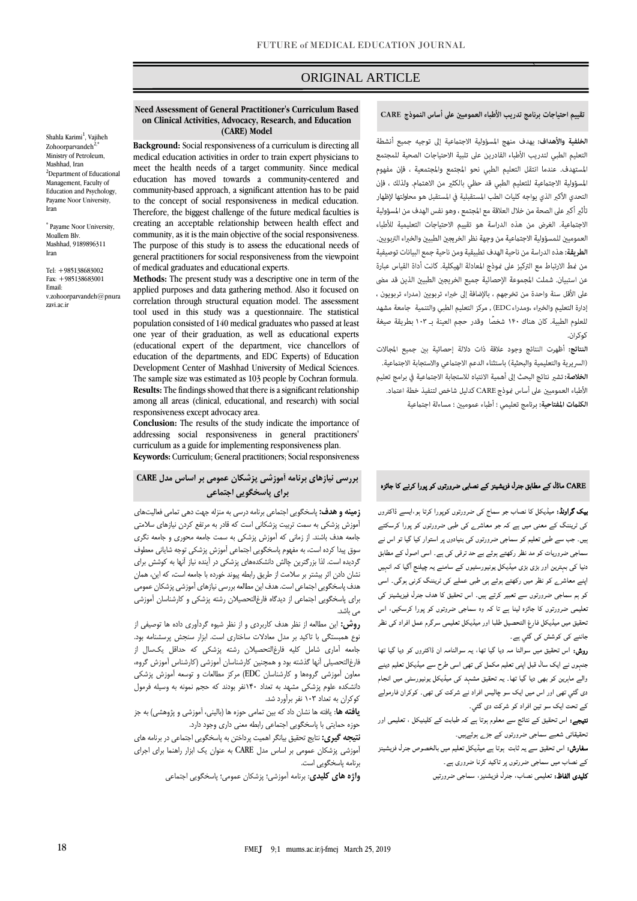ORIGINAL ARTICLE

# Need Assessment of General Practitioner's Curriculum Based on Clinical Activities, Advocacy, Research, and Education (CARE) Model

Shahla Karimi[1], Vajiheh Zohoorparvandeh[2*]

[1]Ministry of Petroleum, Mashhad, Iran

[2]Department of Educational Management, Faculty of Education and Psychology, Payame Noor University, Iran

[*] Payame Noor University, Moallem Blv. Mashhad, 9189896311 Iran

Tel: +985138683002
Fax: +985138683001
Email: v.zohoorparvandeh@pnurazavi.ac.ir

**Background:** Social responsiveness of a curriculum is directing all medical education activities in order to train expert physicians to meet the health needs of a target community. Since medical education has moved towards a community-centered and community-based approach, a significant attention has to be paid to the concept of social responsiveness in medical education. Therefore, the biggest challenge of the future medical faculties is creating an acceptable relationship between health effect and community, as it is the main objective of the social responsiveness. The purpose of this study is to assess the educational needs of general practitioners for social responsiveness from the viewpoint of medical graduates and educational experts.

**Methods:** The present study was a descriptive one in term of the applied purposes and data gathering method. Also it focused on correlation through structural equation model. The assessment tool used in this study was a questionnaire. The statistical population consisted of 140 medical graduates who passed at least one year of their graduation, as well as educational experts (educational expert of the department, vice chancellors of education of the departments, and EDC Experts) of Education Development Center of Mashhad University of Medical Sciences. The sample size was estimated as 103 people by Cochran formula.

**Results:** The findings showed that there is a significant relationship among all areas (clinical, educational, and research) with social responsiveness except advocacy area.

**Conclusion:** The results of the study indicate the importance of addressing social responsiveness in general practitioners' curriculum as a guide for implementing responsiveness plan.

**Keywords:** Curriculum; General practitioners; Social responsiveness

## تقييم احتياجات برنامج تدريب الأطباء العموميين على أساس النموذج CARE

**الخلفية والأهداف:** يهدف منهج المسؤولية الاجتماعية إلى توجيه جميع أنشطة التعليم الطبي لتدريب الأطباء القادرين على تلبية الاحتياجات الصحية للمجتمع المستهدف. عندما انتقل التعليم الطبي نحو المجتمع والمجتمعية ، فإن مفهوم المسؤولية الاجتماعية للتعليم الطبي قد حظي بالكثير من الاهتمام. ولذلك ، فإن التحدي الأكبر الذي يواجه كليات الطب المستقبلية في المستقبل هو محاولتها لإظهار تأثير أكبر على الصحة من خلال العلاقة مع المجتمع ، وهو نفس الهدف من المسؤولية الاجتماعية. الغرض من هذه الدراسة هو تقييم الاحتياجات التعليمية للأطباء العموميين للمسؤولية الاجتماعية من وجهة نظر الخريجين الطبيين والخبراء التربويين.

**الطريقة:** هذه الدراسة من ناحية الهدف تطبيقية ومن ناحية جمع البيانات توصيفية من نمط الارتباط مع التركيز على نموذج المعادلة الهيكلية. كانت أداة القياس عبارة عن استبيان. شملت المجموعة الإحصائية جميع الخريجين الطبيين الذين قد مضى على الأقل سنة واحدة من تخرجهم ، بالإضافة إلى خبراء تربويين (مدراء تربويون ، إدارة التعليم والخبراء ،ومدراء EDC) , مركز التعليم الطبي والتنمية جامعة مشهد للعلوم الطبية. كان هناك ١٤٠ شخصًا وقدر حجم العينة بـ ١٠٣ بطريقة صيغة كوكران.

**النتائج:** أظهرت النتائج وجود علاقة ذات دلالة إحصائية بين جميع المجالات (السريرية والتعليمية والبحثية) باستثناء الدعم الاجتماعي والاستجابة الاجتماعية.

**الخلاصة:** تشير نتائج البحث إلى أهمية الانتباه للاستجابة الاجتماعية في برامج تعليم الأطباء العموميين على أساس نموذج CARE كدليل شاخص لتنفيذ خطة اعتماد.

**الكلمات المفتاحية:** برنامج تعليمي ؛ أطباء عموميين ؛ مساءلة اجتماعية

## بررسی نیازهای برنامه آموزشی پزشکان عمومی بر اساس مدل CARE برای پاسخگویی اجتماعی

**زمینه و هدف:** پاسخگویی اجتماعی برنامه درسی به منزله جهت دهی تمامی فعالیت‌های آموزش پزشکی به سمت تربیت پزشکانی است که قادر به مرتفع کردن نیازهای سلامتی جامعه هدف باشند. از زمانی که آموزش پزشکی به سمت جامعه محوری و جامعه نگری سوق پیدا کرده است، به مفهوم پاسخگویی اجتماعی آموزش پزشکی توجه شایانی معطوف گردیده است. لذا بزرگترین چالش دانشکده‌های پزشکی در آینده نیاز آنها به کوشش برای نشان دادن اثر بیشتر بر سلامت از طریق رابطه پیوند خورده با جامعه است، که این، همان هدف پاسخگویی اجتماعی است. هدف این مطالعه بررسی نیازهای آموزشی پزشکان عمومی برای پاسخگویی اجتماعی از دیدگاه فارغ‌التحصیلان رشته پزشکی و کارشناسان آموزشی می باشد.

**روش:** این مطالعه از نظر هدف کاربردی و از نظر شیوه گردآوری داده ها توصیفی از نوع همبستگی با تاکید بر مدل معادلات ساختاری است. ابزار سنجش پرسشنامه بود. جامعه آماری شامل کلیه فارغ‌التحصیلان رشته پزشکی که حداقل یک‌سال از فارغ‌التحصیلی آنها گذشته بود و همچنین کارشناسان آموزشی (کارشناس آموزش گروه، معاون آموزشی گروه‌ها و کارشناسان EDC) مرکز مطالعات و توسعه آموزش پزشکی دانشکده علوم پزشکی مشهد به تعداد ۱۴۰نفر بودند که حجم نمونه به وسیله فرمول کوکران به تعداد ۱۰۳ نفر برآورد شد.

**یافته ها:** یافته ها نشان داد که بین تمامی حوزه ها (بالینی، آموزشی و پژوهشی) به جز حوزه حمایتی با پاسخگویی اجتماعی رابطه معنی داری وجود دارد.

**نتیجه گیری:** نتایج تحقیق بیانگر اهمیت پرداختن به پاسخگویی اجتماعی در برنامه های آموزشی پزشکان عمومی بر اساس مدل CARE به عنوان یک ابزار راهنما برای اجرای برنامه پاسخگویی است.

**واژه های کلیدی:** برنامه آموزشی؛ پزشکان عمومی؛ پاسخگویی اجتماعی

## CARE ماڈل کے مطابق جنرل فزیشینز کے نصابی ضرورتوں کو پورا کرنے کا جائزہ

**بیک گراونڈ:** میڈیکل کا نصاب جو سماج کی ضرورتوں کوپورا کرتا ہو،ایسے ڈاکٹروں کی ٹریننگ کے معنی میں ہے کہ جو معاشرے کی طبی ضرورتوں کو پورا کرسکتے ہیں۔ جب سے طبی تعلیم کو سماجی ضرورتوں کی بنیادوں پر استوار کیا گیا تو اس نے سماجی ضروریات کو مد نظر رکھتے ہوئے بے حد ترقی کی ہے۔ اسی اصول کے مطابق دنیا کی بہترین اور بڑی بڑی میڈیکل یونیورسٹیوں کے سامنے یہ چیلنج آگیا کہ انہیں اپنے معاشرے کو نظر میں رکھتے ہوئے ہی طبی عملے کی ٹریننگ کرنی ہوگی۔ اسی کو ہم سماجی ضرورتوں سے تعبیر کرتے ہیں۔ اس تحقیق کا ہدف جنرل فیزیشینز کی تعلیمی ضرورتوں کا جائزہ لینا ہے تا کہ وہ سماجی ضرورتوں کو پورا کرسکیں، اس تحقیق میں میڈیکل فارغ التحصیل طلبا اور میڈیکل تعلیمی سرگرم عمل افراد کی نظر جاننے کی کوشش کی گئي ہے۔

**روش:** اس تحقیق میں سوالنامہ دیا گیا تھا، یہ سوالنامہ ان ڈاکٹروں کو دیا گیا تھا جنہوں نے ایک سال قبل اپنی تعلیم مکمل کی تھی اسی طرح سے میڈیکل تعلیم دینے والے ماہرین کو بھی دیا گيا تھا۔ یہ تحقیق مشہد کی میڈیکل یونیورسٹی میں انجام دی گئي تھی اور اس میں ایک سو چالیس افراد نے شرکت کی تھی۔ کوکران فارمولے کے تحت ایک سو تین افراد کو شرکت دی گئي۔

**نتیجے:** اس تحقیق کے نتائج سے معلوم ہوتا ہے کہ طبابت کے کلینیکل ، تعلیمی اور تحقیقاتی شعبے سماجی ضرورتوں کے جڑے ہوئےہیں۔

**سفارش:** اس تحقیق سے یہ ثابت ہوتا ہے میڈیکل تعلیم میں بالخصوص جنرل فیزیشنز کے نصاب میں سماجی ضرورتوں پر تاکید کرنا ضروری ہے۔

**کلیدی الفاظ:** تعلیمی نصاب، جنرل فیزیشنز، سماجی ضرورتیں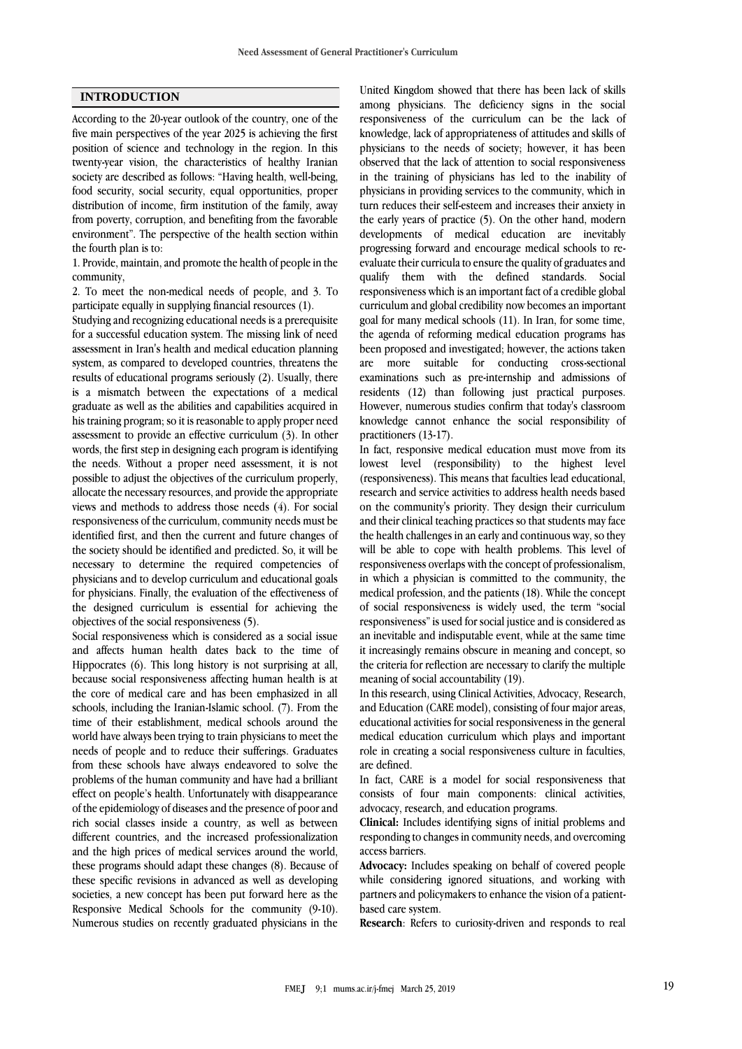## INTRODUCTION

According to the 20-year outlook of the country, one of the five main perspectives of the year 2025 is achieving the first position of science and technology in the region. In this twenty-year vision, the characteristics of healthy Iranian society are described as follows: "Having health, well-being, food security, social security, equal opportunities, proper distribution of income, firm institution of the family, away from poverty, corruption, and benefiting from the favorable environment". The perspective of the health section within the fourth plan is to:

1. Provide, maintain, and promote the health of people in the community,
2. To meet the non-medical needs of people, and 3. To participate equally in supplying financial resources (1).

Studying and recognizing educational needs is a prerequisite for a successful education system. The missing link of need assessment in Iran's health and medical education planning system, as compared to developed countries, threatens the results of educational programs seriously (2). Usually, there is a mismatch between the expectations of a medical graduate as well as the abilities and capabilities acquired in his training program; so it is reasonable to apply proper need assessment to provide an effective curriculum (3). In other words, the first step in designing each program is identifying the needs. Without a proper need assessment, it is not possible to adjust the objectives of the curriculum properly, allocate the necessary resources, and provide the appropriate views and methods to address those needs (4). For social responsiveness of the curriculum, community needs must be identified first, and then the current and future changes of the society should be identified and predicted. So, it will be necessary to determine the required competencies of physicians and to develop curriculum and educational goals for physicians. Finally, the evaluation of the effectiveness of the designed curriculum is essential for achieving the objectives of the social responsiveness (5).

Social responsiveness which is considered as a social issue and affects human health dates back to the time of Hippocrates (6). This long history is not surprising at all, because social responsiveness affecting human health is at the core of medical care and has been emphasized in all schools, including the Iranian-Islamic school. (7). From the time of their establishment, medical schools around the world have always been trying to train physicians to meet the needs of people and to reduce their sufferings. Graduates from these schools have always endeavored to solve the problems of the human community and have had a brilliant effect on people's health. Unfortunately with disappearance of the epidemiology of diseases and the presence of poor and rich social classes inside a country, as well as between different countries, and the increased professionalization and the high prices of medical services around the world, these programs should adapt these changes (8). Because of these specific revisions in advanced as well as developing societies, a new concept has been put forward here as the Responsive Medical Schools for the community (9-10). Numerous studies on recently graduated physicians in the United Kingdom showed that there has been lack of skills among physicians. The deficiency signs in the social responsiveness of the curriculum can be the lack of knowledge, lack of appropriateness of attitudes and skills of physicians to the needs of society; however, it has been observed that the lack of attention to social responsiveness in the training of physicians has led to the inability of physicians in providing services to the community, which in turn reduces their self-esteem and increases their anxiety in the early years of practice (5). On the other hand, modern developments of medical education are inevitably progressing forward and encourage medical schools to re-evaluate their curricula to ensure the quality of graduates and qualify them with the defined standards. Social responsiveness which is an important fact of a credible global curriculum and global credibility now becomes an important goal for many medical schools (11). In Iran, for some time, the agenda of reforming medical education programs has been proposed and investigated; however, the actions taken are more suitable for conducting cross-sectional examinations such as pre-internship and admissions of residents (12) than following just practical purposes. However, numerous studies confirm that today's classroom knowledge cannot enhance the social responsibility of practitioners (13-17).

In fact, responsive medical education must move from its lowest level (responsibility) to the highest level (responsiveness). This means that faculties lead educational, research and service activities to address health needs based on the community's priority. They design their curriculum and their clinical teaching practices so that students may face the health challenges in an early and continuous way, so they will be able to cope with health problems. This level of responsiveness overlaps with the concept of professionalism, in which a physician is committed to the community, the medical profession, and the patients (18). While the concept of social responsiveness is widely used, the term "social responsiveness" is used for social justice and is considered as an inevitable and indisputable event, while at the same time it increasingly remains obscure in meaning and concept, so the criteria for reflection are necessary to clarify the multiple meaning of social accountability (19).

In this research, using Clinical Activities, Advocacy, Research, and Education (CARE model), consisting of four major areas, educational activities for social responsiveness in the general medical education curriculum which plays and important role in creating a social responsiveness culture in faculties, are defined.

In fact, CARE is a model for social responsiveness that consists of four main components: clinical activities, advocacy, research, and education programs.

**Clinical:** Includes identifying signs of initial problems and responding to changes in community needs, and overcoming access barriers.

**Advocacy:** Includes speaking on behalf of covered people while considering ignored situations, and working with partners and policymakers to enhance the vision of a patient-based care system.

**Research**: Refers to curiosity-driven and responds to real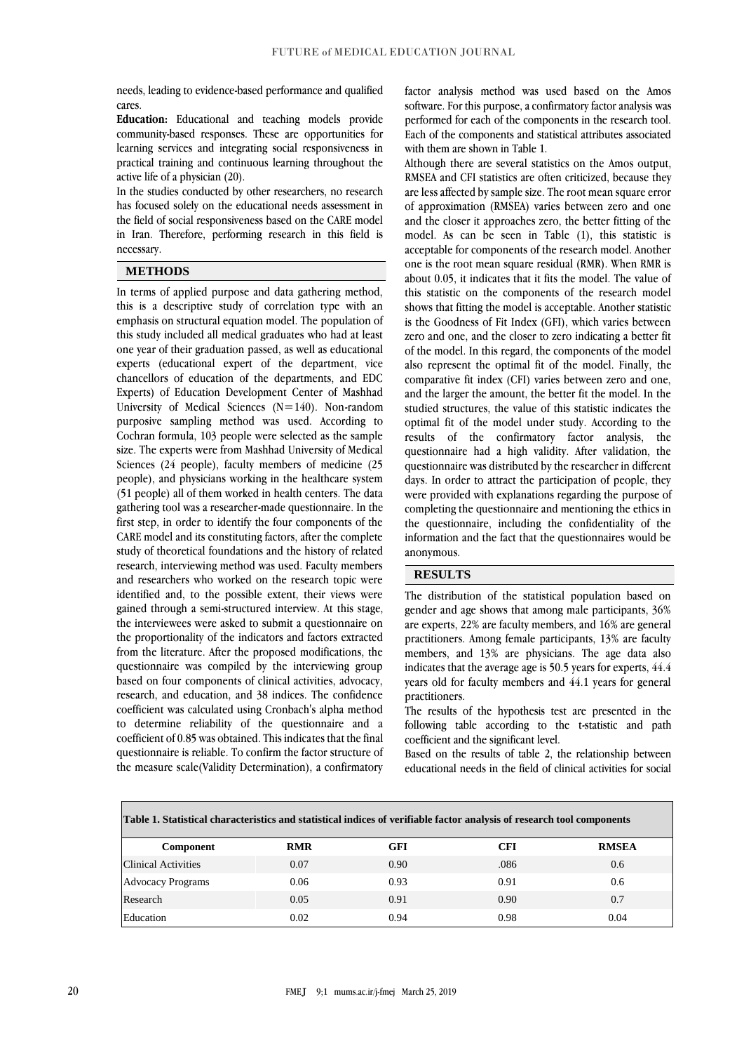needs, leading to evidence-based performance and qualified cares.

**Education:** Educational and teaching models provide community-based responses. These are opportunities for learning services and integrating social responsiveness in practical training and continuous learning throughout the active life of a physician (20).

In the studies conducted by other researchers, no research has focused solely on the educational needs assessment in the field of social responsiveness based on the CARE model in Iran. Therefore, performing research in this field is necessary.

## METHODS

In terms of applied purpose and data gathering method, this is a descriptive study of correlation type with an emphasis on structural equation model. The population of this study included all medical graduates who had at least one year of their graduation passed, as well as educational experts (educational expert of the department, vice chancellors of education of the departments, and EDC Experts) of Education Development Center of Mashhad University of Medical Sciences (N=140). Non-random purposive sampling method was used. According to Cochran formula, 103 people were selected as the sample size. The experts were from Mashhad University of Medical Sciences (24 people), faculty members of medicine (25 people), and physicians working in the healthcare system (51 people) all of them worked in health centers. The data gathering tool was a researcher-made questionnaire. In the first step, in order to identify the four components of the CARE model and its constituting factors, after the complete study of theoretical foundations and the history of related research, interviewing method was used. Faculty members and researchers who worked on the research topic were identified and, to the possible extent, their views were gained through a semi-structured interview. At this stage, the interviewees were asked to submit a questionnaire on the proportionality of the indicators and factors extracted from the literature. After the proposed modifications, the questionnaire was compiled by the interviewing group based on four components of clinical activities, advocacy, research, and education, and 38 indices. The confidence coefficient was calculated using Cronbach's alpha method to determine reliability of the questionnaire and a coefficient of 0.85 was obtained. This indicates that the final questionnaire is reliable. To confirm the factor structure of the measure scale(Validity Determination), a confirmatory factor analysis method was used based on the Amos software. For this purpose, a confirmatory factor analysis was performed for each of the components in the research tool. Each of the components and statistical attributes associated with them are shown in Table 1.

Although there are several statistics on the Amos output, RMSEA and CFI statistics are often criticized, because they are less affected by sample size. The root mean square error of approximation (RMSEA) varies between zero and one and the closer it approaches zero, the better fitting of the model. As can be seen in Table (1), this statistic is acceptable for components of the research model. Another one is the root mean square residual (RMR). When RMR is about 0.05, it indicates that it fits the model. The value of this statistic on the components of the research model shows that fitting the model is acceptable. Another statistic is the Goodness of Fit Index (GFI), which varies between zero and one, and the closer to zero indicating a better fit of the model. In this regard, the components of the model also represent the optimal fit of the model. Finally, the comparative fit index (CFI) varies between zero and one, and the larger the amount, the better fit the model. In the studied structures, the value of this statistic indicates the optimal fit of the model under study. According to the results of the confirmatory factor analysis, the questionnaire had a high validity. After validation, the questionnaire was distributed by the researcher in different days. In order to attract the participation of people, they were provided with explanations regarding the purpose of completing the questionnaire and mentioning the ethics in the questionnaire, including the confidentiality of the information and the fact that the questionnaires would be anonymous.

## RESULTS

The distribution of the statistical population based on gender and age shows that among male participants, 36% are experts, 22% are faculty members, and 16% are general practitioners. Among female participants, 13% are faculty members, and 13% are physicians. The age data also indicates that the average age is 50.5 years for experts, 44.4 years old for faculty members and 44.1 years for general practitioners.

The results of the hypothesis test are presented in the following table according to the t-statistic and path coefficient and the significant level.

Based on the results of table 2, the relationship between educational needs in the field of clinical activities for social

**Table 1. Statistical characteristics and statistical indices of verifiable factor analysis of research tool components**

| Component | RMR | GFI | CFI | RMSEA |
|---|---|---|---|---|
| Clinical Activities | 0.07 | 0.90 | .086 | 0.6 |
| Advocacy Programs | 0.06 | 0.93 | 0.91 | 0.6 |
| Research | 0.05 | 0.91 | 0.90 | 0.7 |
| Education | 0.02 | 0.94 | 0.98 | 0.04 |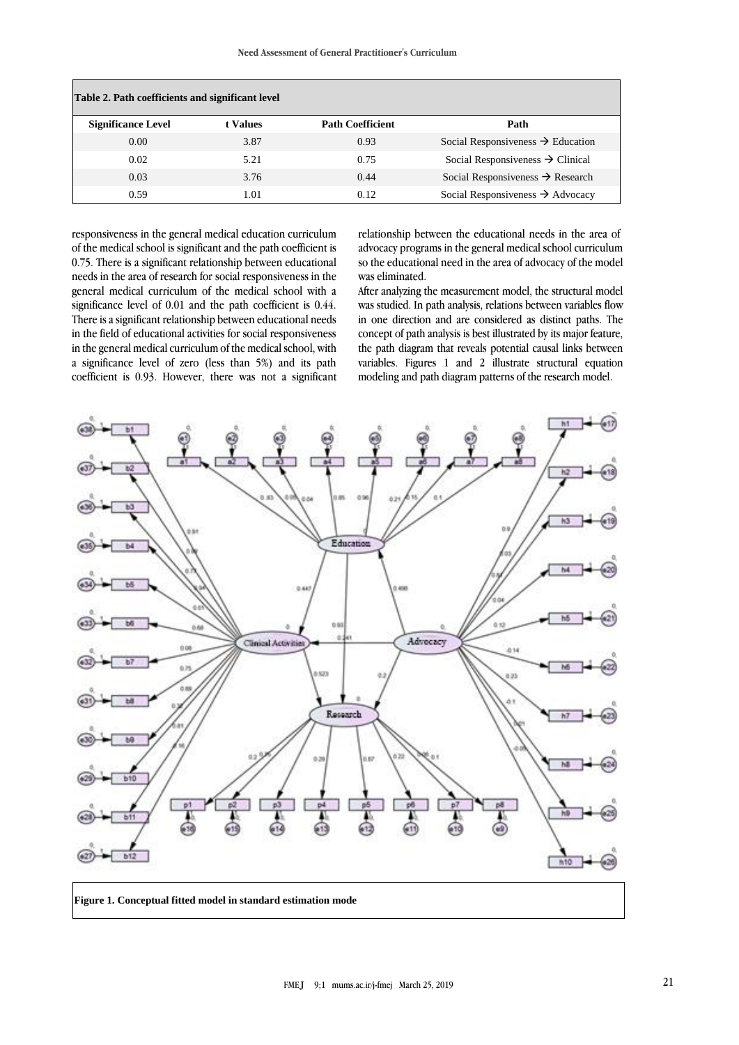**Table 2. Path coefficients and significant level**

| Significance Level | t Values | Path Coefficient | Path |
|---|---|---|---|
| 0.00 | 3.87 | 0.93 | Social Responsiveness → Education |
| 0.02 | 5.21 | 0.75 | Social Responsiveness → Clinical |
| 0.03 | 3.76 | 0.44 | Social Responsiveness → Research |
| 0.59 | 1.01 | 0.12 | Social Responsiveness → Advocacy |

responsiveness in the general medical education curriculum of the medical school is significant and the path coefficient is 0.75. There is a significant relationship between educational needs in the area of research for social responsiveness in the general medical curriculum of the medical school with a significance level of 0.01 and the path coefficient is 0.44. There is a significant relationship between educational needs in the field of educational activities for social responsiveness in the general medical curriculum of the medical school, with a significance level of zero (less than 5%) and its path coefficient is 0.93. However, there was not a significant relationship between the educational needs in the area of advocacy programs in the general medical school curriculum so the educational need in the area of advocacy of the model was eliminated.

After analyzing the measurement model, the structural model was studied. In path analysis, relations between variables flow in one direction and are considered as distinct paths. The concept of path analysis is best illustrated by its major feature, the path diagram that reveals potential causal links between variables. Figures 1 and 2 illustrate structural equation modeling and path diagram patterns of the research model.

**Figure 1. Conceptual fitted model in standard estimation mode**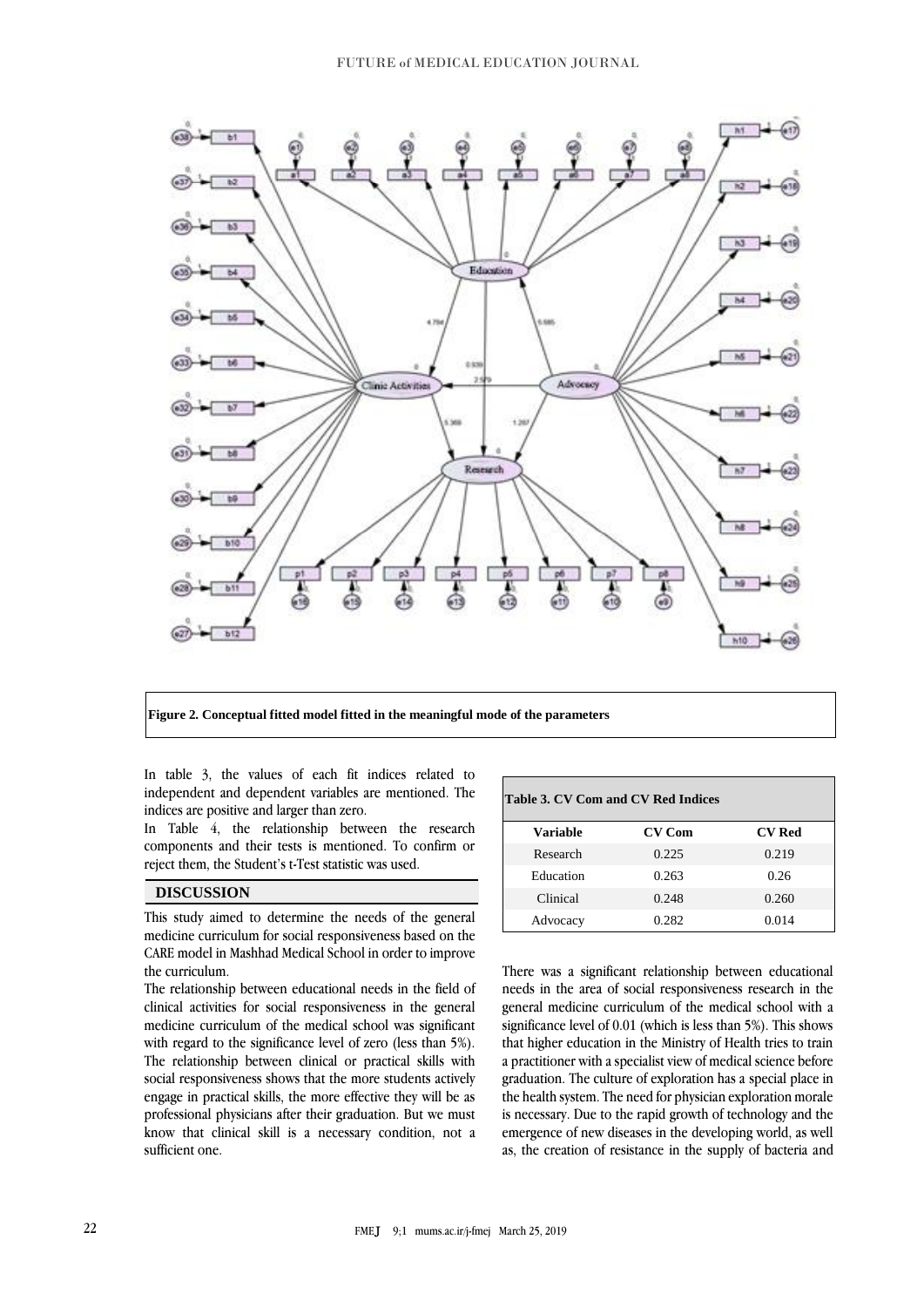Figure 2. Conceptual fitted model fitted in the meaningful mode of the parameters

In table 3, the values of each fit indices related to independent and dependent variables are mentioned. The indices are positive and larger than zero.

In Table 4, the relationship between the research components and their tests is mentioned. To confirm or reject them, the Student's t-Test statistic was used.

**Table 3. CV Com and CV Red Indices**

| Variable | CV Com | CV Red |
|---|---|---|
| Research | 0.225 | 0.219 |
| Education | 0.263 | 0.26 |
| Clinical | 0.248 | 0.260 |
| Advocacy | 0.282 | 0.014 |

## DISCUSSION

This study aimed to determine the needs of the general medicine curriculum for social responsiveness based on the CARE model in Mashhad Medical School in order to improve the curriculum.

The relationship between educational needs in the field of clinical activities for social responsiveness in the general medicine curriculum of the medical school was significant with regard to the significance level of zero (less than 5%). The relationship between clinical or practical skills with social responsiveness shows that the more students actively engage in practical skills, the more effective they will be as professional physicians after their graduation. But we must know that clinical skill is a necessary condition, not a sufficient one.

There was a significant relationship between educational needs in the area of social responsiveness research in the general medicine curriculum of the medical school with a significance level of 0.01 (which is less than 5%). This shows that higher education in the Ministry of Health tries to train a practitioner with a specialist view of medical science before graduation. The culture of exploration has a special place in the health system. The need for physician exploration morale is necessary. Due to the rapid growth of technology and the emergence of new diseases in the developing world, as well as, the creation of resistance in the supply of bacteria and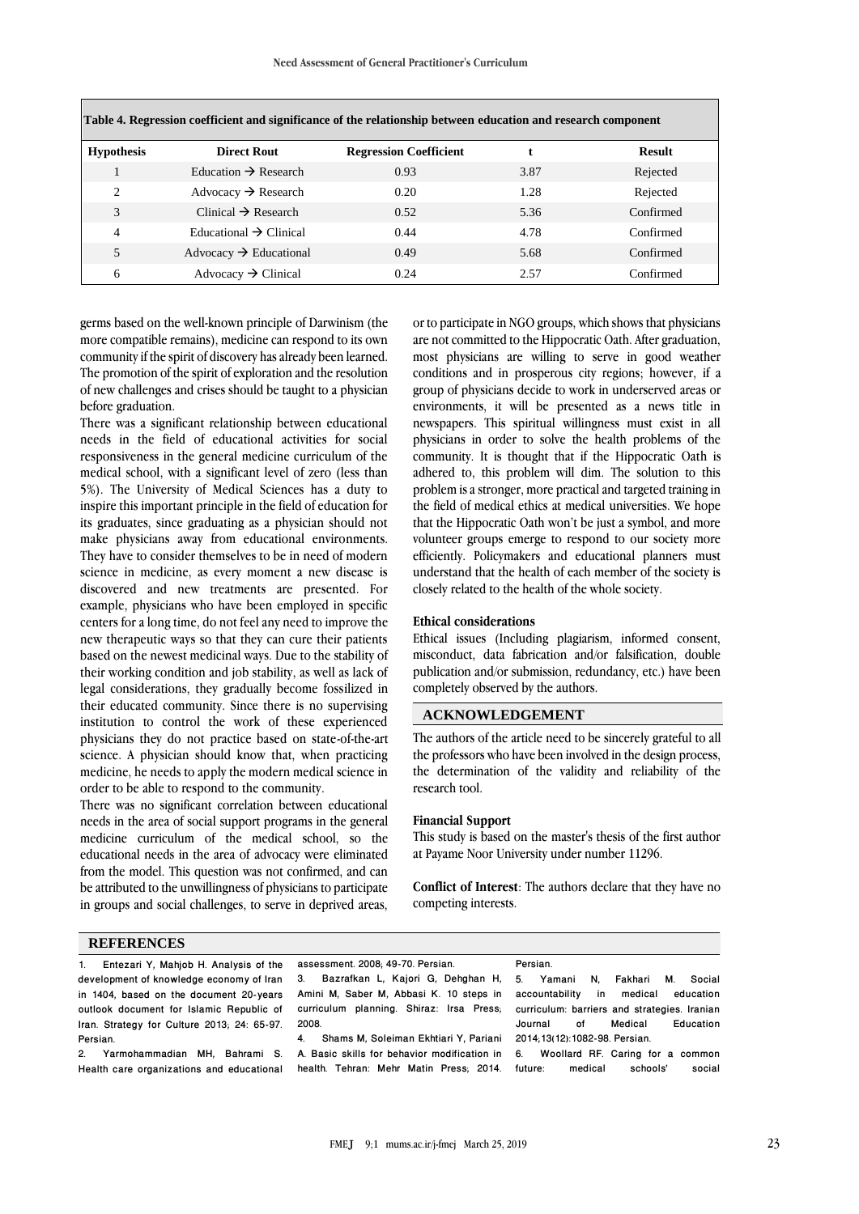**Table 4. Regression coefficient and significance of the relationship between education and research component**

| Hypothesis | Direct Rout | Regression Coefficient | t | Result |
|---|---|---|---|---|
| 1 | Education → Research | 0.93 | 3.87 | Rejected |
| 2 | Advocacy → Research | 0.20 | 1.28 | Rejected |
| 3 | Clinical → Research | 0.52 | 5.36 | Confirmed |
| 4 | Educational → Clinical | 0.44 | 4.78 | Confirmed |
| 5 | Advocacy → Educational | 0.49 | 5.68 | Confirmed |
| 6 | Advocacy → Clinical | 0.24 | 2.57 | Confirmed |

germs based on the well-known principle of Darwinism (the more compatible remains), medicine can respond to its own community if the spirit of discovery has already been learned. The promotion of the spirit of exploration and the resolution of new challenges and crises should be taught to a physician before graduation.

There was a significant relationship between educational needs in the field of educational activities for social responsiveness in the general medicine curriculum of the medical school, with a significant level of zero (less than 5%). The University of Medical Sciences has a duty to inspire this important principle in the field of education for its graduates, since graduating as a physician should not make physicians away from educational environments. They have to consider themselves to be in need of modern science in medicine, as every moment a new disease is discovered and new treatments are presented. For example, physicians who have been employed in specific centers for a long time, do not feel any need to improve the new therapeutic ways so that they can cure their patients based on the newest medicinal ways. Due to the stability of their working condition and job stability, as well as lack of legal considerations, they gradually become fossilized in their educated community. Since there is no supervising institution to control the work of these experienced physicians they do not practice based on state-of-the-art science. A physician should know that, when practicing medicine, he needs to apply the modern medical science in order to be able to respond to the community.

There was no significant correlation between educational needs in the area of social support programs in the general medicine curriculum of the medical school, so the educational needs in the area of advocacy were eliminated from the model. This question was not confirmed, and can be attributed to the unwillingness of physicians to participate in groups and social challenges, to serve in deprived areas, or to participate in NGO groups, which shows that physicians are not committed to the Hippocratic Oath. After graduation, most physicians are willing to serve in good weather conditions and in prosperous city regions; however, if a group of physicians decide to work in underserved areas or environments, it will be presented as a news title in newspapers. This spiritual willingness must exist in all physicians in order to solve the health problems of the community. It is thought that if the Hippocratic Oath is adhered to, this problem will dim. The solution to this problem is a stronger, more practical and targeted training in the field of medical ethics at medical universities. We hope that the Hippocratic Oath won't be just a symbol, and more volunteer groups emerge to respond to our society more efficiently. Policymakers and educational planners must understand that the health of each member of the society is closely related to the health of the whole society.

**Ethical considerations**

Ethical issues (Including plagiarism, informed consent, misconduct, data fabrication and/or falsification, double publication and/or submission, redundancy, etc.) have been completely observed by the authors.

## ACKNOWLEDGEMENT

The authors of the article need to be sincerely grateful to all the professors who have been involved in the design process, the determination of the validity and reliability of the research tool.

**Financial Support**

This study is based on the master's thesis of the first author at Payame Noor University under number 11296.

**Conflict of Interest**: The authors declare that they have no competing interests.

## REFERENCES

1. Entezari Y, Mahjob H. Analysis of the development of knowledge economy of Iran in 1404, based on the document 20-years outlook document for Islamic Republic of Iran. Strategy for Culture 2013; 24: 65-97. Persian.
2. Yarmohammadian MH, Bahrami S. Health care organizations and educational assessment. 2008; 49-70. Persian.
3. Bazrafkan L, Kajori G, Dehghan H, Amini M, Saber M, Abbasi K. 10 steps in curriculum planning. Shiraz: Irsa Press; 2008.
4. Shams M, Soleiman Ekhtiari Y, Pariani A. Basic skills for behavior modification in health. Tehran: Mehr Matin Press; 2014. Persian.
5. Yamani N, Fakhari M. Social accountability in medical education curriculum: barriers and strategies. Iranian Journal of Medical Education 2014;13(12):1082-98. Persian.
6. Woollard RF. Caring for a common future: medical schools' social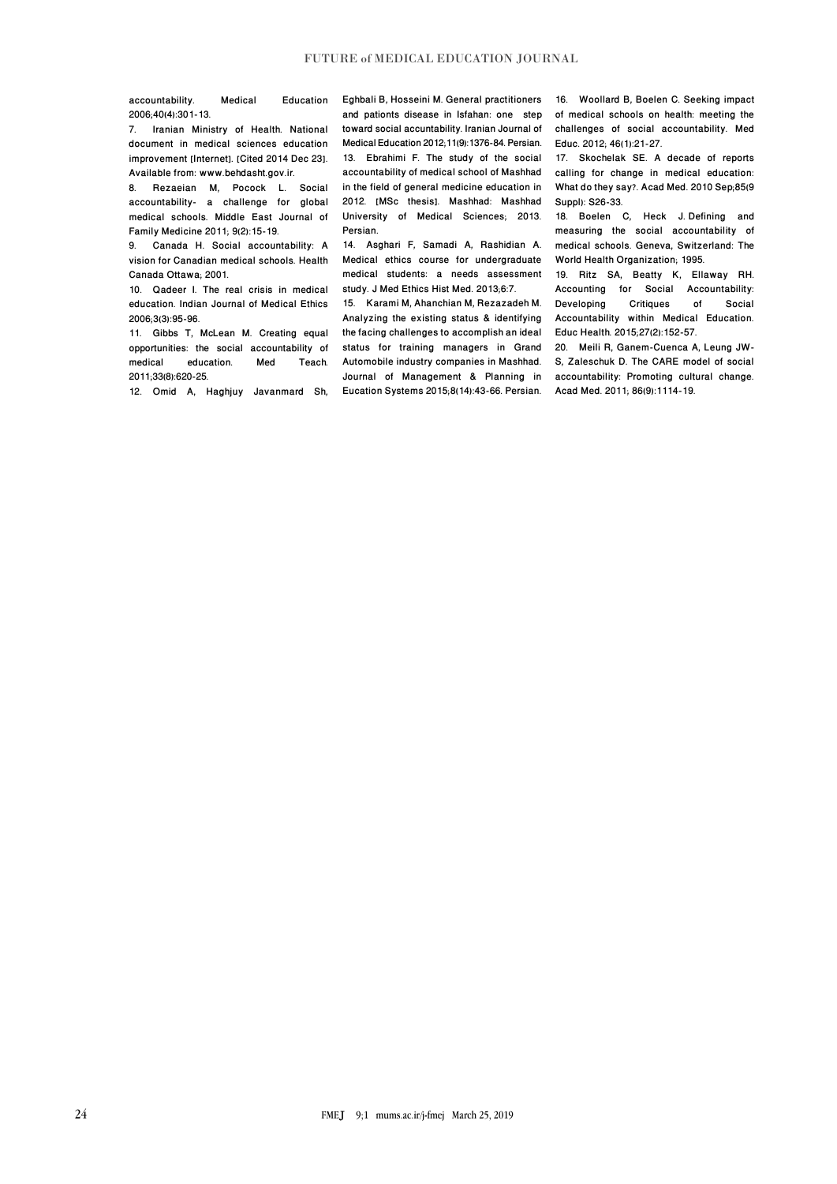accountability. Medical Education 2006;40(4):301-13.

7. Iranian Ministry of Health. National document in medical sciences education improvement [Internet]. [Cited 2014 Dec 23]. Available from: www.behdasht.gov.ir.

8. Rezaeian M, Pocock L. Social accountability- a challenge for global medical schools. Middle East Journal of Family Medicine 2011; 9(2):15-19.

9. Canada H. Social accountability: A vision for Canadian medical schools. Health Canada Ottawa; 2001.

10. Qadeer I. The real crisis in medical education. Indian Journal of Medical Ethics 2006;3(3):95-96.

11. Gibbs T, McLean M. Creating equal opportunities: the social accountability of medical education. Med Teach. 2011;33(8):620-25.

12. Omid A, Haghjuy Javanmard Sh, Eghbali B, Hosseini M. General practitioners and pationts disease in Isfahan: one step toward social accountability. Iranian Journal of Medical Education 2012;11(9):1376-84. Persian.

13. Ebrahimi F. The study of the social accountability of medical school of Mashhad in the field of general medicine education in 2012. [MSc thesis]. Mashhad: Mashhad University of Medical Sciences; 2013. Persian.

14. Asghari F, Samadi A, Rashidian A. Medical ethics course for undergraduate medical students: a needs assessment study. J Med Ethics Hist Med. 2013;6:7.

15. Karami M, Ahanchian M, Rezazadeh M. Analyzing the existing status & identifying the facing challenges to accomplish an ideal status for training managers in Grand Automobile industry companies in Mashhad. Journal of Management & Planning in Eucation Systems 2015;8(14):43-66. Persian.

16. Woollard B, Boelen C. Seeking impact of medical schools on health: meeting the challenges of social accountability. Med Educ. 2012; 46(1):21-27.

17. Skochelak SE. A decade of reports calling for change in medical education: What do they say?. Acad Med. 2010 Sep;85(9 Suppl): S26-33.

18. Boelen C, Heck J. Defining and measuring the social accountability of medical schools. Geneva, Switzerland: The World Health Organization; 1995.

19. Ritz SA, Beatty K, Ellaway RH. Accounting for Social Accountability: Developing Critiques of Social Accountability within Medical Education. Educ Health. 2015;27(2):152-57.

20. Meili R, Ganem-Cuenca A, Leung JW-S, Zaleschuk D. The CARE model of social accountability: Promoting cultural change. Acad Med. 2011; 86(9):1114-19.